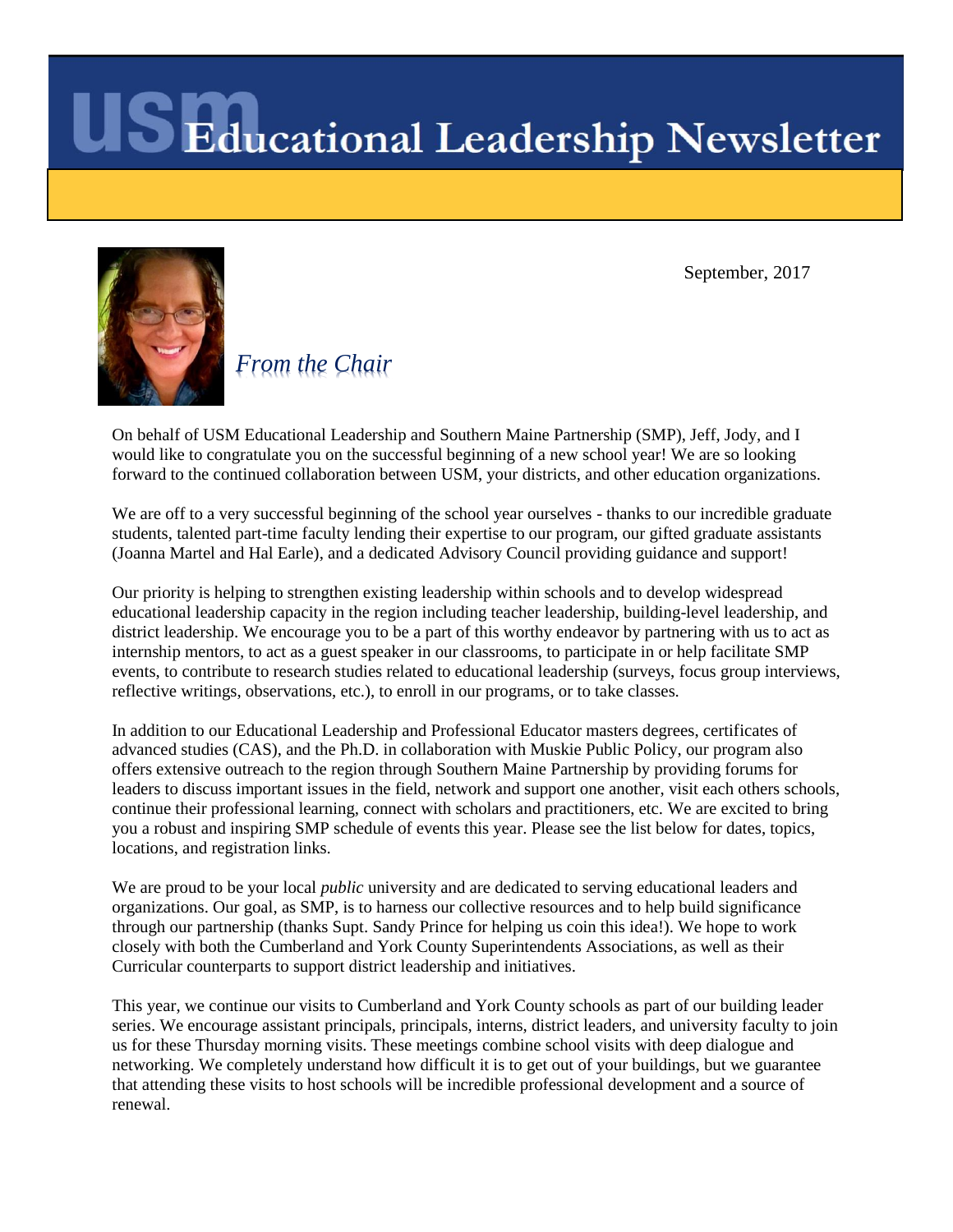# USM Educational Leadership Newsletter

September, 2017

## *From the Chair*

On behalf of USM Educational Leadership and Southern Maine Partnership (SMP), Jeff, Jody, and I would like to congratulate you on the successful beginning of a new school year! We are so looking forward to the continued collaboration between USM, your districts, and other education organizations.

We are off to a very successful beginning of the school year ourselves - thanks to our incredible graduate students, talented part-time faculty lending their expertise to our program, our gifted graduate assistants (Joanna Martel and Hal Earle), and a dedicated Advisory Council providing guidance and support!

Our priority is helping to strengthen existing leadership within schools and to develop widespread educational leadership capacity in the region including teacher leadership, building-level leadership, and district leadership. We encourage you to be a part of this worthy endeavor by partnering with us to act as internship mentors, to act as a guest speaker in our classrooms, to participate in or help facilitate SMP events, to contribute to research studies related to educational leadership (surveys, focus group interviews, reflective writings, observations, etc.), to enroll in our programs, or to take classes.

In addition to our Educational Leadership and Professional Educator masters degrees, certificates of advanced studies (CAS), and the Ph.D. in collaboration with Muskie Public Policy, our program also offers extensive outreach to the region through Southern Maine Partnership by providing forums for leaders to discuss important issues in the field, network and support one another, visit each others schools, continue their professional learning, connect with scholars and practitioners, etc. We are excited to bring you a robust and inspiring SMP schedule of events this year. Please see the list below for dates, topics, locations, and registration links.

We are proud to be your local *public* university and are dedicated to serving educational leaders and organizations. Our goal, as SMP, is to harness our collective resources and to help build significance through our partnership (thanks Supt. Sandy Prince for helping us coin this idea!). We hope to work closely with both the Cumberland and York County Superintendents Associations, as well as their Curricular counterparts to support district leadership and initiatives.

This year, we continue our visits to Cumberland and York County schools as part of our building leader series. We encourage assistant principals, principals, interns, district leaders, and university faculty to join us for these Thursday morning visits. These meetings combine school visits with deep dialogue and networking. We completely understand how difficult it is to get out of your buildings, but we guarantee that attending these visits to host schools will be incredible professional development and a source of renewal.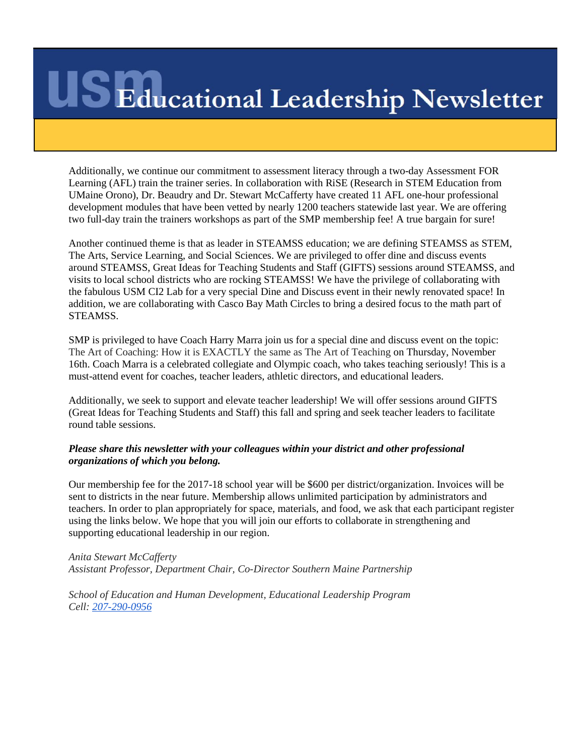# USM Educational Leadership Newsletter

Additionally, we continue our commitment to assessment literacy through a two-day Assessment FOR Learning (AFL) train the trainer series. In collaboration with RiSE (Research in STEM Education from UMaine Orono), Dr. Beaudry and Dr. Stewart McCafferty have created 11 AFL one-hour professional development modules that have been vetted by nearly 1200 teachers statewide last year. We are offering two full-day train the trainers workshops as part of the SMP membership fee! A true bargain for sure!

Another continued theme is that as leader in STEAMSS education; we are defining STEAMSS as STEM, The Arts, Service Learning, and Social Sciences. We are privileged to offer dine and discuss events around STEAMSS, Great Ideas for Teaching Students and Staff (GIFTS) sessions around STEAMSS, and visits to local school districts who are rocking STEAMSS! We have the privilege of collaborating with the fabulous USM CI2 Lab for a very special Dine and Discuss event in their newly renovated space! In addition, we are collaborating with Casco Bay Math Circles to bring a desired focus to the math part of STEAMSS.

SMP is privileged to have Coach Harry Marra join us for a special dine and discuss event on the topic: The Art of Coaching: How it is EXACTLY the same as The Art of Teaching on Thursday, November 16th. Coach Marra is a celebrated collegiate and Olympic coach, who takes teaching seriously! This is a must-attend event for coaches, teacher leaders, athletic directors, and educational leaders.

Additionally, we seek to support and elevate teacher leadership! We will offer sessions around GIFTS (Great Ideas for Teaching Students and Staff) this fall and spring and seek teacher leaders to facilitate round table sessions.

***Please share this newsletter with your colleagues within your district and other professional organizations of which you belong.***

Our membership fee for the 2017-18 school year will be $600 per district/organization. Invoices will be sent to districts in the near future. Membership allows unlimited participation by administrators and teachers. In order to plan appropriately for space, materials, and food, we ask that each participant register using the links below. We hope that you will join our efforts to collaborate in strengthening and supporting educational leadership in our region.

*Anita Stewart McCafferty*
*Assistant Professor, Department Chair, Co-Director Southern Maine Partnership*

*School of Education and Human Development, Educational Leadership Program*
*Cell: 207-290-0956*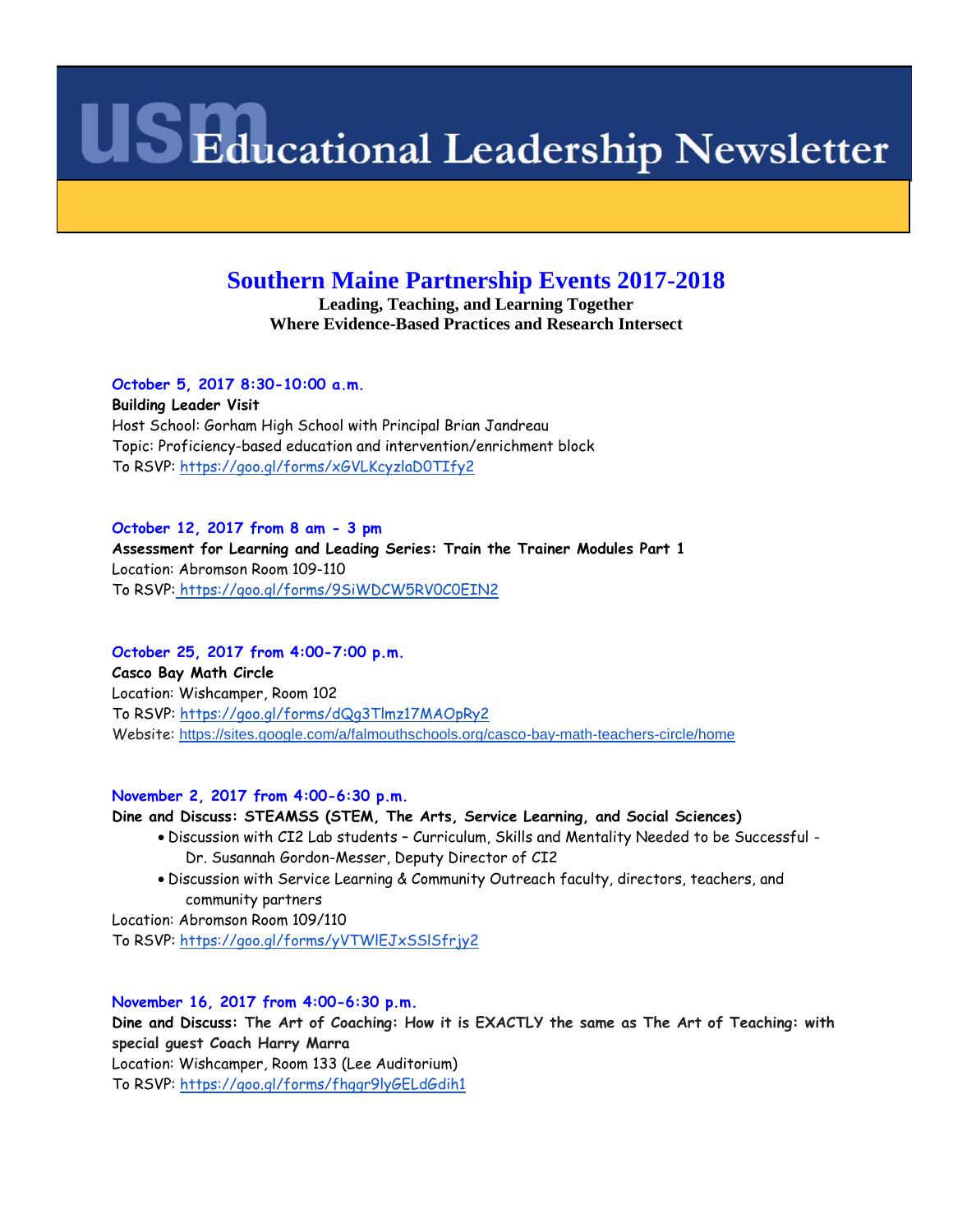# USM Educational Leadership Newsletter

## Southern Maine Partnership Events 2017-2018

**Leading, Teaching, and Learning Together**
**Where Evidence-Based Practices and Research Intersect**

**October 5, 2017 8:30-10:00 a.m.**
**Building Leader Visit**
Host School: Gorham High School with Principal Brian Jandreau
Topic: Proficiency-based education and intervention/enrichment block
To RSVP: https://goo.gl/forms/xGVLKcyzlaDOTIfy2

**October 12, 2017 from 8 am - 3 pm**
**Assessment for Learning and Leading Series: Train the Trainer Modules Part 1**
Location: Abromson Room 109-110
To RSVP: https://goo.gl/forms/9SiWDCW5RV0C0EIN2

**October 25, 2017 from 4:00-7:00 p.m.**
**Casco Bay Math Circle**
Location: Wishcamper, Room 102
To RSVP: https://goo.gl/forms/dQg3Tlmz17MAOpRy2
Website: https://sites.google.com/a/falmouthschools.org/casco-bay-math-teachers-circle/home

**November 2, 2017 from 4:00-6:30 p.m.**
**Dine and Discuss: STEAMSS (STEM, The Arts, Service Learning, and Social Sciences)**

- Discussion with CI2 Lab students – Curriculum, Skills and Mentality Needed to be Successful - Dr. Susannah Gordon-Messer, Deputy Director of CI2
- Discussion with Service Learning & Community Outreach faculty, directors, teachers, and community partners

Location: Abromson Room 109/110
To RSVP: https://goo.gl/forms/yVTWlEJxSSlSfrjy2

**November 16, 2017 from 4:00-6:30 p.m.**
**Dine and Discuss: The Art of Coaching: How it is EXACTLY the same as The Art of Teaching: with special guest Coach Harry Marra**
Location: Wishcamper, Room 133 (Lee Auditorium)
To RSVP: https://goo.gl/forms/fhggr9lyGELdGdih1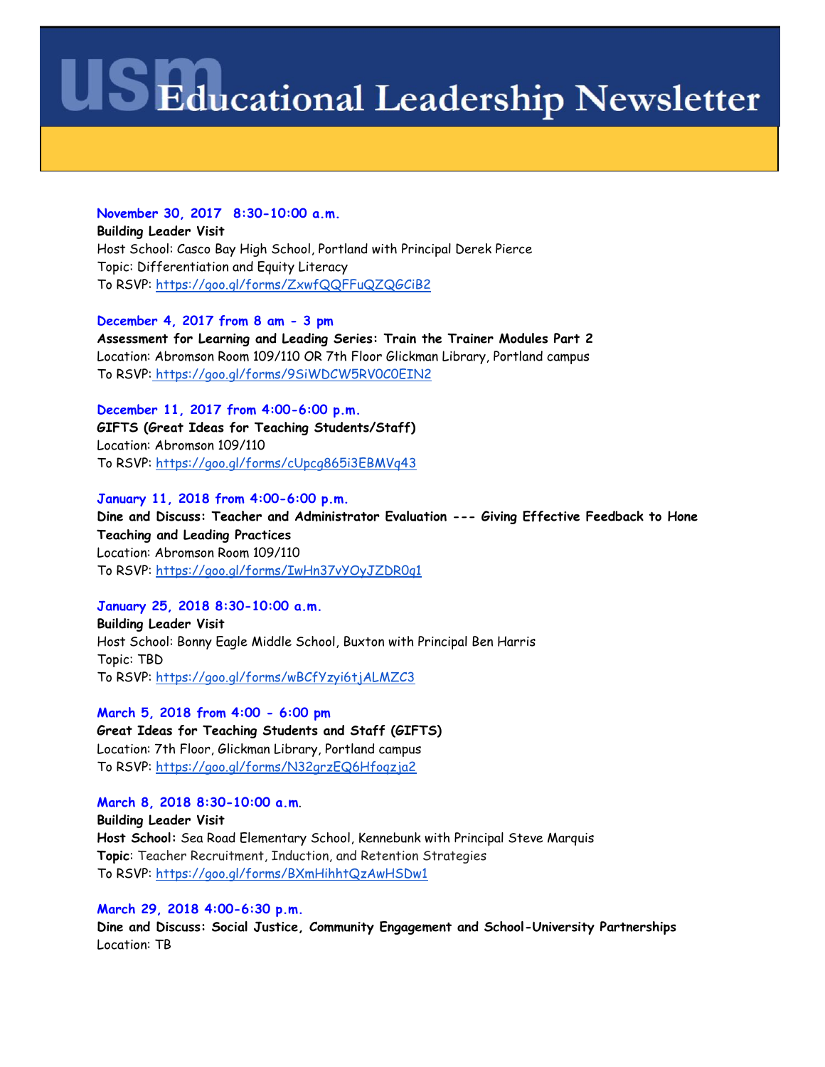# USM Educational Leadership Newsletter

**November 30, 2017 8:30-10:00 a.m.**
**Building Leader Visit**
Host School: Casco Bay High School, Portland with Principal Derek Pierce
Topic: Differentiation and Equity Literacy
To RSVP: https://goo.gl/forms/ZxwfQQFFuQZQGCiB2

**December 4, 2017 from 8 am - 3 pm**
**Assessment for Learning and Leading Series: Train the Trainer Modules Part 2**
Location: Abromson Room 109/110 OR 7th Floor Glickman Library, Portland campus
To RSVP: https://goo.gl/forms/9SiWDCW5RV0C0EIN2

**December 11, 2017 from 4:00-6:00 p.m.**
**GIFTS (Great Ideas for Teaching Students/Staff)**
Location: Abromson 109/110
To RSVP: https://goo.gl/forms/cUpcg865i3EBMVq43

**January 11, 2018 from 4:00-6:00 p.m.**
**Dine and Discuss: Teacher and Administrator Evaluation --- Giving Effective Feedback to Hone Teaching and Leading Practices**
Location: Abromson Room 109/110
To RSVP: https://goo.gl/forms/IwHn37vYOyJZDR0q1

**January 25, 2018 8:30-10:00 a.m.**
**Building Leader Visit**
Host School: Bonny Eagle Middle School, Buxton with Principal Ben Harris
Topic: TBD
To RSVP: https://goo.gl/forms/wBCfYzyi6tjALMZC3

**March 5, 2018 from 4:00 - 6:00 pm**
**Great Ideas for Teaching Students and Staff (GIFTS)**
Location: 7th Floor, Glickman Library, Portland campus
To RSVP: https://goo.gl/forms/N32grzEQ6Hfoqzja2

**March 8, 2018 8:30-10:00 a.m.**
**Building Leader Visit**
**Host School:** Sea Road Elementary School, Kennebunk with Principal Steve Marquis
**Topic**: Teacher Recruitment, Induction, and Retention Strategies
To RSVP: https://goo.gl/forms/BXmHihhtQzAwHSDw1

**March 29, 2018 4:00-6:30 p.m.**
**Dine and Discuss: Social Justice, Community Engagement and School-University Partnerships**
Location: TB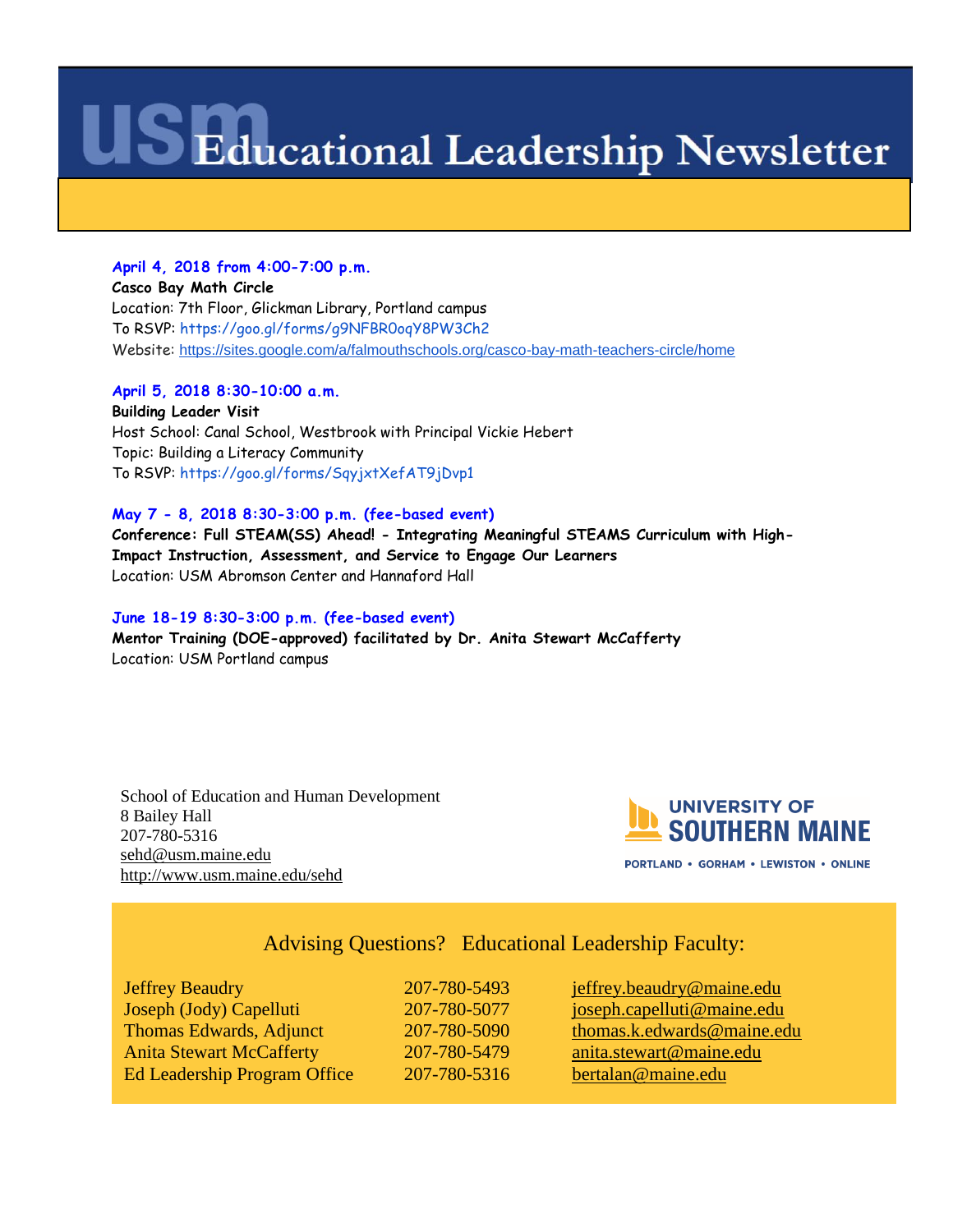# USM Educational Leadership Newsletter

**April 4, 2018 from 4:00-7:00 p.m.**
**Casco Bay Math Circle**
Location: 7th Floor, Glickman Library, Portland campus
To RSVP: https://goo.gl/forms/g9NFBR0oqY8PW3Ch2
Website: https://sites.google.com/a/falmouthschools.org/casco-bay-math-teachers-circle/home

**April 5, 2018 8:30-10:00 a.m.**
**Building Leader Visit**
Host School: Canal School, Westbrook with Principal Vickie Hebert
Topic: Building a Literacy Community
To RSVP: https://goo.gl/forms/SqyjxtXefAT9jDvp1

**May 7 - 8, 2018 8:30-3:00 p.m. (fee-based event)**
**Conference: Full STEAM(SS) Ahead! - Integrating Meaningful STEAMS Curriculum with High-Impact Instruction, Assessment, and Service to Engage Our Learners**
Location: USM Abromson Center and Hannaford Hall

**June 18-19 8:30-3:00 p.m. (fee-based event)**
**Mentor Training (DOE-approved) facilitated by Dr. Anita Stewart McCafferty**
Location: USM Portland campus

School of Education and Human Development
8 Bailey Hall
207-780-5316
sehd@usm.maine.edu
http://www.usm.maine.edu/sehd

UNIVERSITY OF SOUTHERN MAINE
PORTLAND • GORHAM • LEWISTON • ONLINE

## Advising Questions? Educational Leadership Faculty:

| | | |
|---|---|---|
| Jeffrey Beaudry | 207-780-5493 | jeffrey.beaudry@maine.edu |
| Joseph (Jody) Capelluti | 207-780-5077 | joseph.capelluti@maine.edu |
| Thomas Edwards, Adjunct | 207-780-5090 | thomas.k.edwards@maine.edu |
| Anita Stewart McCafferty | 207-780-5479 | anita.stewart@maine.edu |
| Ed Leadership Program Office | 207-780-5316 | bertalan@maine.edu |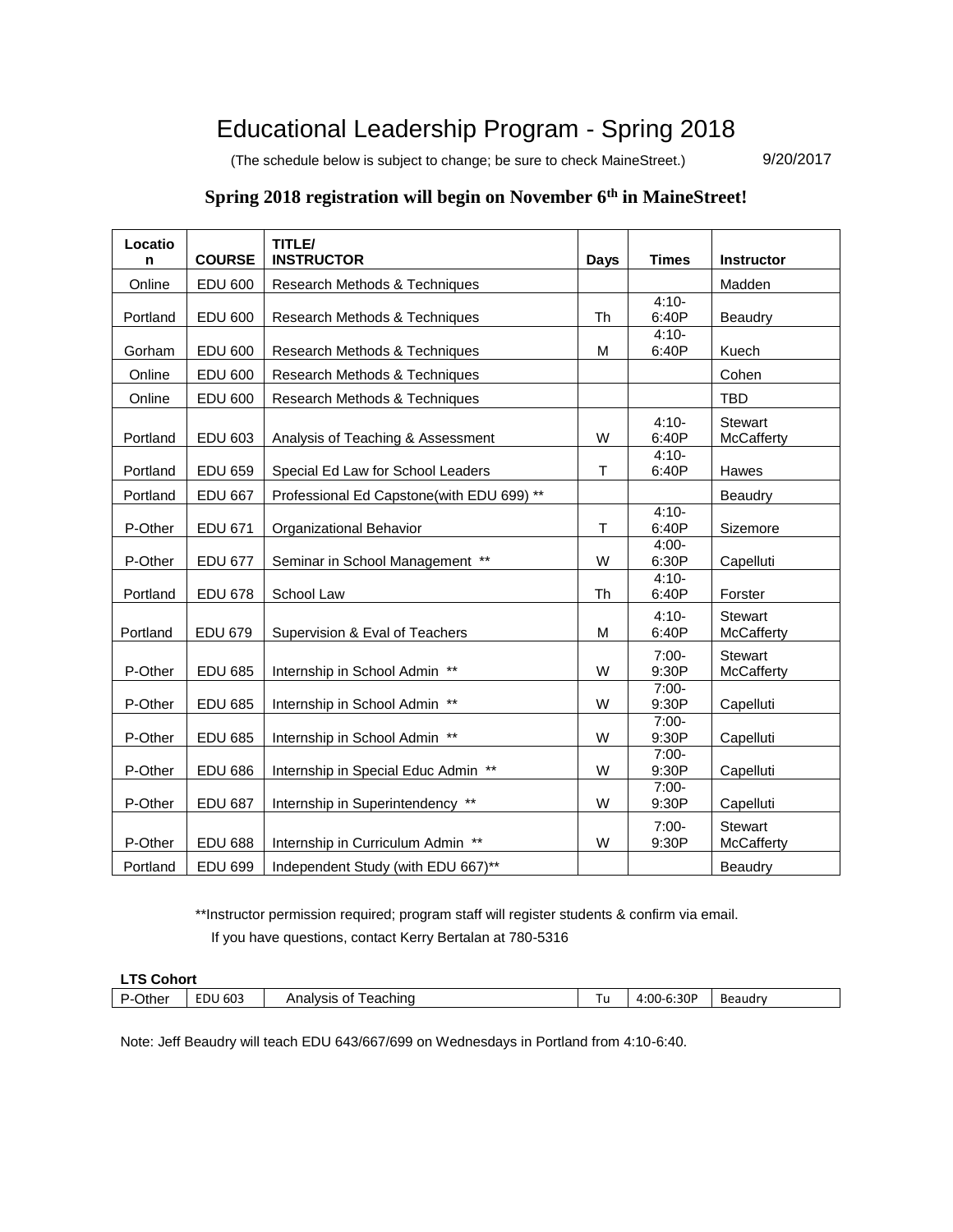# Educational Leadership Program - Spring 2018

(The schedule below is subject to change; be sure to check MaineStreet.) 9/20/2017

**Spring 2018 registration will begin on November 6th in MaineStreet!**

| Location | COURSE | TITLE/ INSTRUCTOR | Days | Times | Instructor |
|---|---|---|---|---|---|
| Online | EDU 600 | Research Methods & Techniques | | | Madden |
| Portland | EDU 600 | Research Methods & Techniques | Th | 4:10-6:40P | Beaudry |
| Gorham | EDU 600 | Research Methods & Techniques | M | 4:10-6:40P | Kuech |
| Online | EDU 600 | Research Methods & Techniques | | | Cohen |
| Online | EDU 600 | Research Methods & Techniques | | | TBD |
| Portland | EDU 603 | Analysis of Teaching & Assessment | W | 4:10-6:40P | Stewart McCafferty |
| Portland | EDU 659 | Special Ed Law for School Leaders | T | 4:10-6:40P | Hawes |
| Portland | EDU 667 | Professional Ed Capstone(with EDU 699) ** | | | Beaudry |
| P-Other | EDU 671 | Organizational Behavior | T | 4:10-6:40P | Sizemore |
| P-Other | EDU 677 | Seminar in School Management ** | W | 4:00-6:30P | Capelluti |
| Portland | EDU 678 | School Law | Th | 4:10-6:40P | Forster |
| Portland | EDU 679 | Supervision & Eval of Teachers | M | 4:10-6:40P | Stewart McCafferty |
| P-Other | EDU 685 | Internship in School Admin ** | W | 7:00-9:30P | Stewart McCafferty |
| P-Other | EDU 685 | Internship in School Admin ** | W | 7:00-9:30P | Capelluti |
| P-Other | EDU 685 | Internship in School Admin ** | W | 7:00-9:30P | Capelluti |
| P-Other | EDU 686 | Internship in Special Educ Admin ** | W | 7:00-9:30P | Capelluti |
| P-Other | EDU 687 | Internship in Superintendency ** | W | 7:00-9:30P | Capelluti |
| P-Other | EDU 688 | Internship in Curriculum Admin ** | W | 7:00-9:30P | Stewart McCafferty |
| Portland | EDU 699 | Independent Study (with EDU 667)** | | | Beaudry |

**Instructor permission required; program staff will register students & confirm via email.

If you have questions, contact Kerry Bertalan at 780-5316

**LTS Cohort**

| | | | | | |
|---|---|---|---|---|---|
| P-Other | EDU 603 | Analysis of Teaching | Tu | 4:00-6:30P | Beaudry |

Note: Jeff Beaudry will teach EDU 643/667/699 on Wednesdays in Portland from 4:10-6:40.